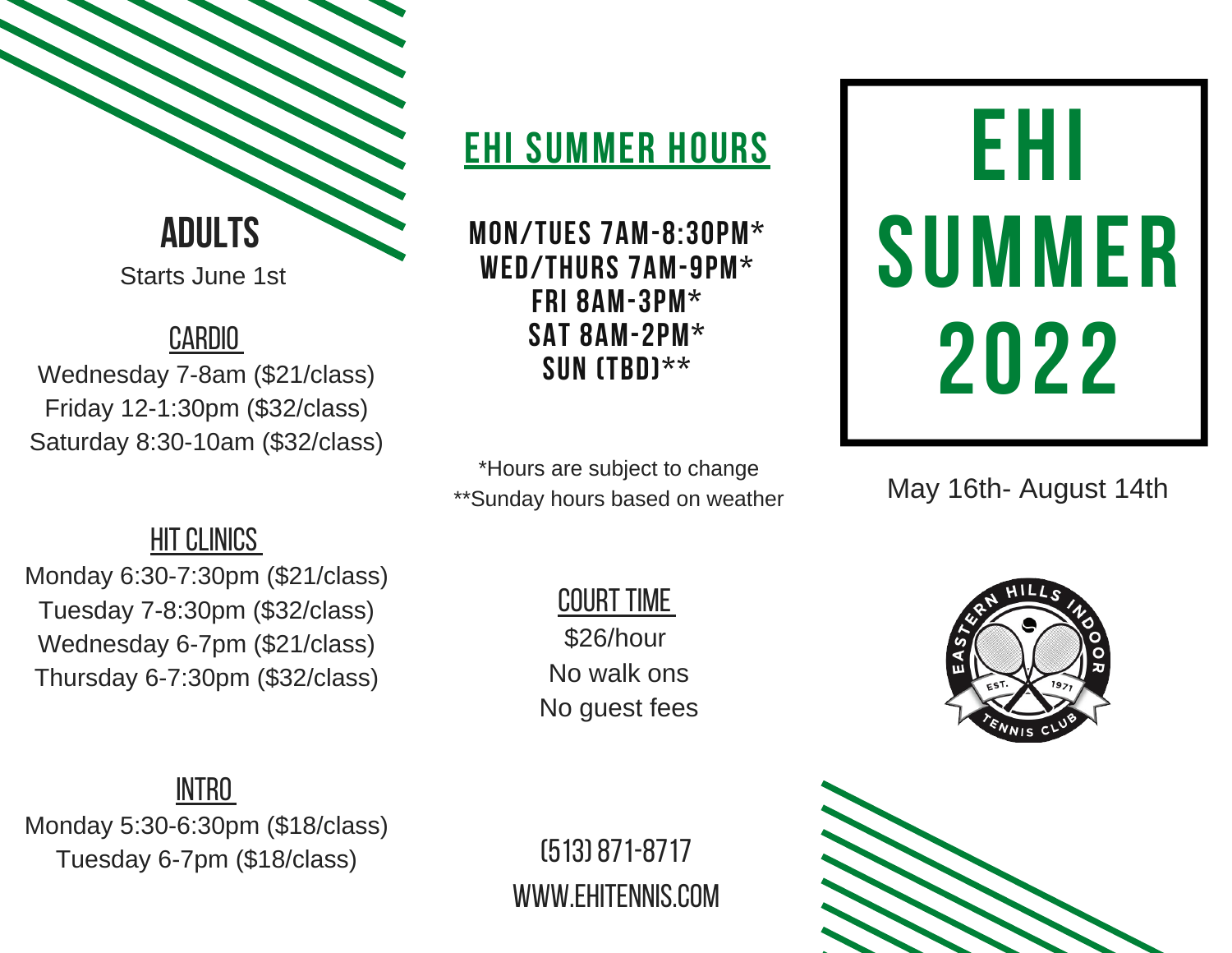# EHI SUMMER 2022

May 16th- August 14th

## EHI SUMMER HOURS

MON/TUES 7AM-8:30PM*
WED/THURS 7AM-9PM*
FRI 8AM-3PM*
SAT 8AM-2PM*
SUN (TBD)**

*Hours are subject to change
**Sunday hours based on weather

## ADULTS

Starts June 1st

### CARDIO

Wednesday 7-8am ($21/class)
Friday 12-1:30pm ($32/class)
Saturday 8:30-10am ($32/class)

### HIT CLINICS

Monday 6:30-7:30pm ($21/class)
Tuesday 7-8:30pm ($32/class)
Wednesday 6-7pm ($21/class)
Thursday 6-7:30pm ($32/class)

### INTRO

Monday 5:30-6:30pm ($18/class)
Tuesday 6-7pm ($18/class)

### COURT TIME

$26/hour
No walk ons
No guest fees

EASTERN HILLS INDOOR TENNIS CLUB EST. 1971

(513) 871-8717
WWW.EHITENNIS.COM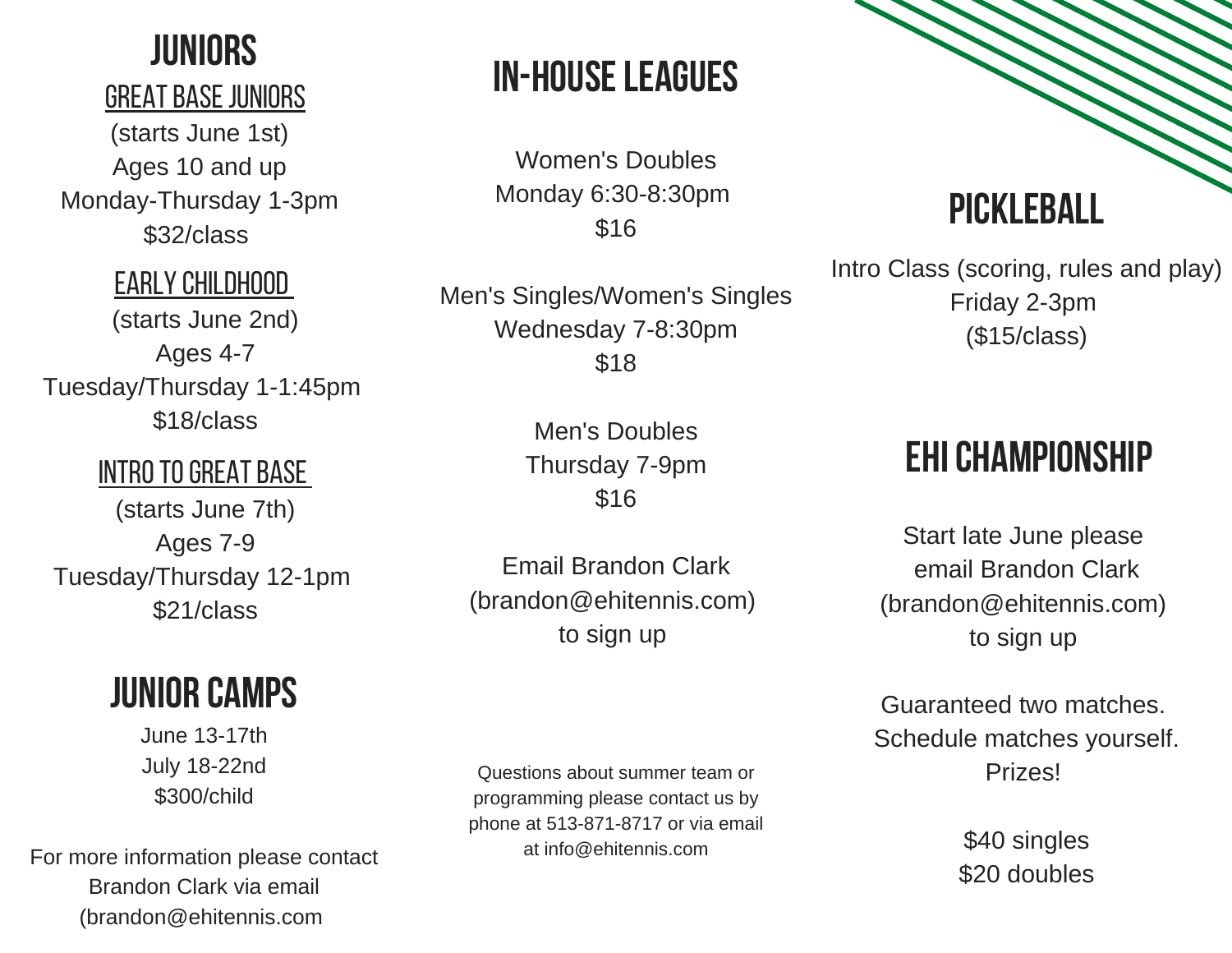# JUNIORS

## GREAT BASE JUNIORS

(starts June 1st)
Ages 10 and up
Monday-Thursday 1-3pm
$32/class

## EARLY CHILDHOOD

(starts June 2nd)
Ages 4-7
Tuesday/Thursday 1-1:45pm
$18/class

## INTRO TO GREAT BASE

(starts June 7th)
Ages 7-9
Tuesday/Thursday 12-1pm
$21/class

# JUNIOR CAMPS

June 13-17th
July 18-22nd
$300/child

For more information please contact Brandon Clark via email (brandon@ehitennis.com

# IN-HOUSE LEAGUES

Women's Doubles
Monday 6:30-8:30pm
$16

Men's Singles/Women's Singles
Wednesday 7-8:30pm
$18

Men's Doubles
Thursday 7-9pm
$16

Email Brandon Clark (brandon@ehitennis.com) to sign up

Questions about summer team or programming please contact us by phone at 513-871-8717 or via email at info@ehitennis.com

# PICKLEBALL

Intro Class (scoring, rules and play)
Friday 2-3pm
($15/class)

# EHI CHAMPIONSHIP

Start late June please email Brandon Clark (brandon@ehitennis.com) to sign up

Guaranteed two matches.
Schedule matches yourself.
Prizes!

$40 singles
$20 doubles